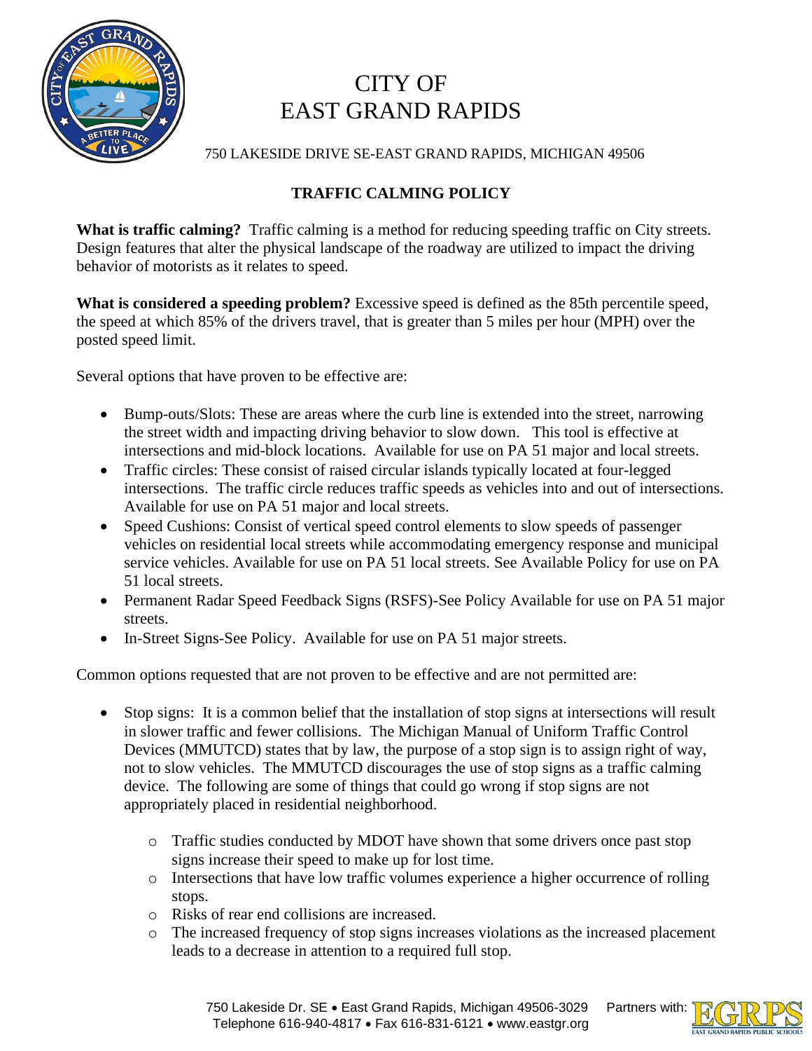# CITY OF EAST GRAND RAPIDS

750 LAKESIDE DRIVE SE-EAST GRAND RAPIDS, MICHIGAN 49506

## TRAFFIC CALMING POLICY

**What is traffic calming?** Traffic calming is a method for reducing speeding traffic on City streets. Design features that alter the physical landscape of the roadway are utilized to impact the driving behavior of motorists as it relates to speed.

**What is considered a speeding problem?** Excessive speed is defined as the 85th percentile speed, the speed at which 85% of the drivers travel, that is greater than 5 miles per hour (MPH) over the posted speed limit.

Several options that have proven to be effective are:

- Bump-outs/Slots: These are areas where the curb line is extended into the street, narrowing the street width and impacting driving behavior to slow down. This tool is effective at intersections and mid-block locations. Available for use on PA 51 major and local streets.
- Traffic circles: These consist of raised circular islands typically located at four-legged intersections. The traffic circle reduces traffic speeds as vehicles into and out of intersections. Available for use on PA 51 major and local streets.
- Speed Cushions: Consist of vertical speed control elements to slow speeds of passenger vehicles on residential local streets while accommodating emergency response and municipal service vehicles. Available for use on PA 51 local streets. See Available Policy for use on PA 51 local streets.
- Permanent Radar Speed Feedback Signs (RSFS)-See Policy Available for use on PA 51 major streets.
- In-Street Signs-See Policy. Available for use on PA 51 major streets.

Common options requested that are not proven to be effective and are not permitted are:

- Stop signs: It is a common belief that the installation of stop signs at intersections will result in slower traffic and fewer collisions. The Michigan Manual of Uniform Traffic Control Devices (MMUTCD) states that by law, the purpose of a stop sign is to assign right of way, not to slow vehicles. The MMUTCD discourages the use of stop signs as a traffic calming device. The following are some of things that could go wrong if stop signs are not appropriately placed in residential neighborhood.
  - Traffic studies conducted by MDOT have shown that some drivers once past stop signs increase their speed to make up for lost time.
  - Intersections that have low traffic volumes experience a higher occurrence of rolling stops.
  - Risks of rear end collisions are increased.
  - The increased frequency of stop signs increases violations as the increased placement leads to a decrease in attention to a required full stop.

750 Lakeside Dr. SE • East Grand Rapids, Michigan 49506-3029 Partners with: EGRPS East Grand Rapids Public Schools
Telephone 616-940-4817 • Fax 616-831-6121 • www.eastgr.org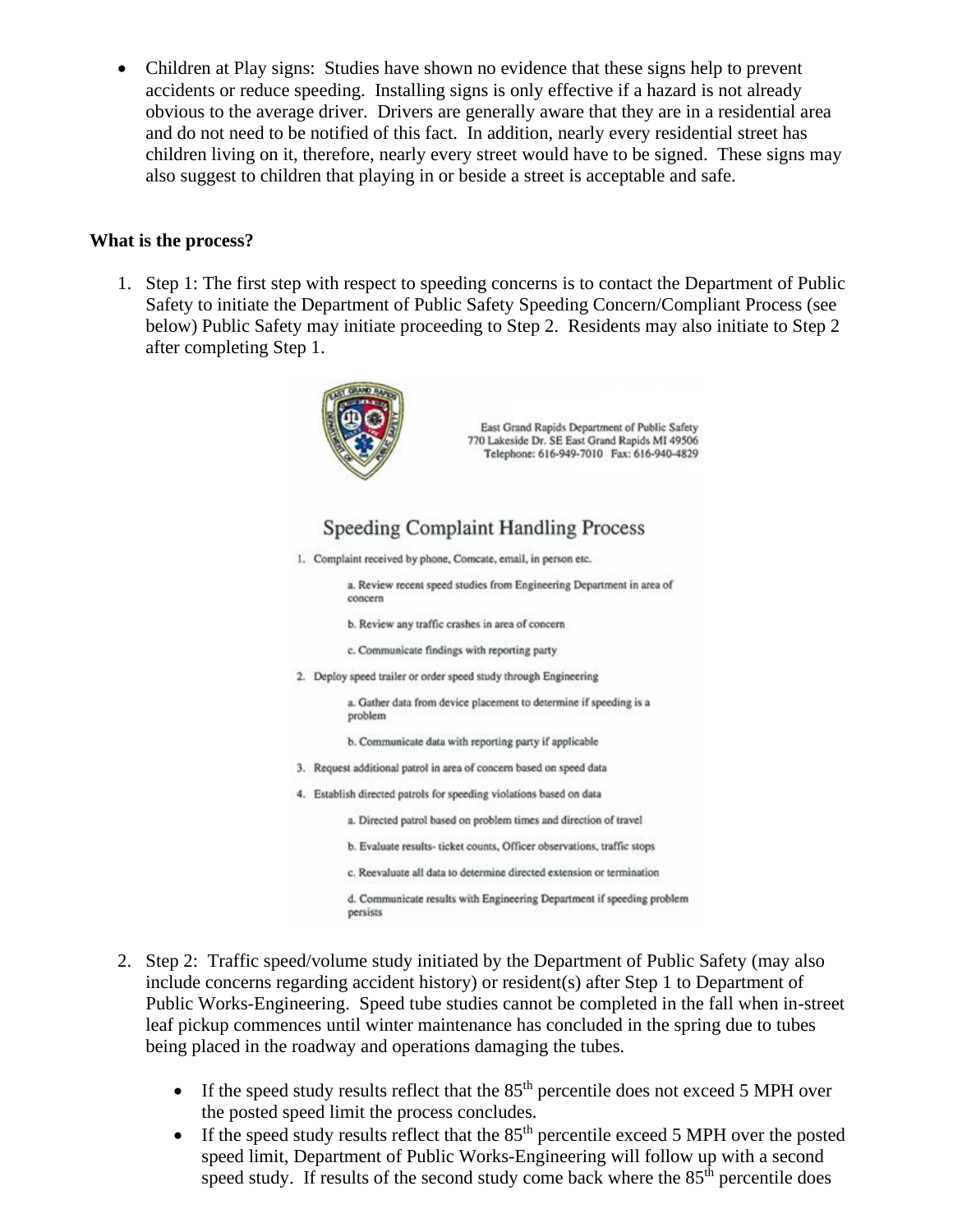- Children at Play signs: Studies have shown no evidence that these signs help to prevent accidents or reduce speeding. Installing signs is only effective if a hazard is not already obvious to the average driver. Drivers are generally aware that they are in a residential area and do not need to be notified of this fact. In addition, nearly every residential street has children living on it, therefore, nearly every street would have to be signed. These signs may also suggest to children that playing in or beside a street is acceptable and safe.

**What is the process?**

1. Step 1: The first step with respect to speeding concerns is to contact the Department of Public Safety to initiate the Department of Public Safety Speeding Concern/Compliant Process (see below) Public Safety may initiate proceeding to Step 2. Residents may also initiate to Step 2 after completing Step 1.

East Grand Rapids Department of Public Safety
770 Lakeside Dr. SE East Grand Rapids MI 49506
Telephone: 616-949-7010 Fax: 616-940-4829

## Speeding Complaint Handling Process

1. Complaint received by phone, Comcate, email, in person etc.
   a. Review recent speed studies from Engineering Department in area of concern
   b. Review any traffic crashes in area of concern
   c. Communicate findings with reporting party
2. Deploy speed trailer or order speed study through Engineering
   a. Gather data from device placement to determine if speeding is a problem
   b. Communicate data with reporting party if applicable
3. Request additional patrol in area of concern based on speed data
4. Establish directed patrols for speeding violations based on data
   a. Directed patrol based on problem times and direction of travel
   b. Evaluate results- ticket counts, Officer observations, traffic stops
   c. Reevaluate all data to determine directed extension or termination
   d. Communicate results with Engineering Department if speeding problem persists

2. Step 2: Traffic speed/volume study initiated by the Department of Public Safety (may also include concerns regarding accident history) or resident(s) after Step 1 to Department of Public Works-Engineering. Speed tube studies cannot be completed in the fall when in-street leaf pickup commences until winter maintenance has concluded in the spring due to tubes being placed in the roadway and operations damaging the tubes.

   - If the speed study results reflect that the 85th percentile does not exceed 5 MPH over the posted speed limit the process concludes.
   - If the speed study results reflect that the 85th percentile exceed 5 MPH over the posted speed limit, Department of Public Works-Engineering will follow up with a second speed study. If results of the second study come back where the 85th percentile does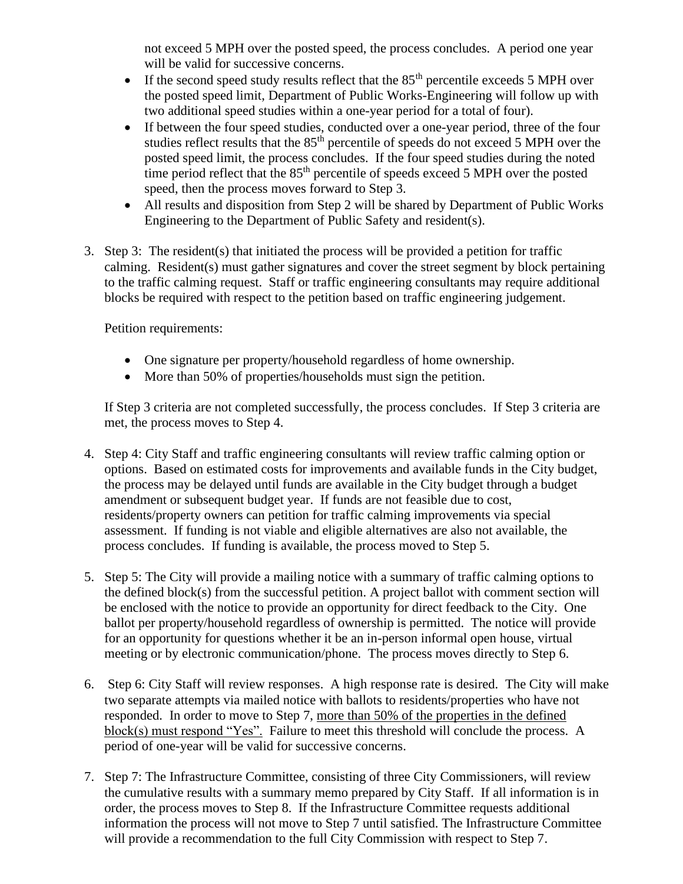not exceed 5 MPH over the posted speed, the process concludes. A period one year will be valid for successive concerns.

- If the second speed study results reflect that the 85th percentile exceeds 5 MPH over the posted speed limit, Department of Public Works-Engineering will follow up with two additional speed studies within a one-year period for a total of four).
- If between the four speed studies, conducted over a one-year period, three of the four studies reflect results that the 85th percentile of speeds do not exceed 5 MPH over the posted speed limit, the process concludes. If the four speed studies during the noted time period reflect that the 85th percentile of speeds exceed 5 MPH over the posted speed, then the process moves forward to Step 3.
- All results and disposition from Step 2 will be shared by Department of Public Works Engineering to the Department of Public Safety and resident(s).

3. Step 3: The resident(s) that initiated the process will be provided a petition for traffic calming. Resident(s) must gather signatures and cover the street segment by block pertaining to the traffic calming request. Staff or traffic engineering consultants may require additional blocks be required with respect to the petition based on traffic engineering judgement.

   Petition requirements:

   - One signature per property/household regardless of home ownership.
   - More than 50% of properties/households must sign the petition.

   If Step 3 criteria are not completed successfully, the process concludes. If Step 3 criteria are met, the process moves to Step 4.

4. Step 4: City Staff and traffic engineering consultants will review traffic calming option or options. Based on estimated costs for improvements and available funds in the City budget, the process may be delayed until funds are available in the City budget through a budget amendment or subsequent budget year. If funds are not feasible due to cost, residents/property owners can petition for traffic calming improvements via special assessment. If funding is not viable and eligible alternatives are also not available, the process concludes. If funding is available, the process moved to Step 5.

5. Step 5: The City will provide a mailing notice with a summary of traffic calming options to the defined block(s) from the successful petition. A project ballot with comment section will be enclosed with the notice to provide an opportunity for direct feedback to the City. One ballot per property/household regardless of ownership is permitted. The notice will provide for an opportunity for questions whether it be an in-person informal open house, virtual meeting or by electronic communication/phone. The process moves directly to Step 6.

6. Step 6: City Staff will review responses. A high response rate is desired. The City will make two separate attempts via mailed notice with ballots to residents/properties who have not responded. In order to move to Step 7, <u>more than 50% of the properties in the defined block(s) must respond "Yes".</u> Failure to meet this threshold will conclude the process. A period of one-year will be valid for successive concerns.

7. Step 7: The Infrastructure Committee, consisting of three City Commissioners, will review the cumulative results with a summary memo prepared by City Staff. If all information is in order, the process moves to Step 8. If the Infrastructure Committee requests additional information the process will not move to Step 7 until satisfied. The Infrastructure Committee will provide a recommendation to the full City Commission with respect to Step 7.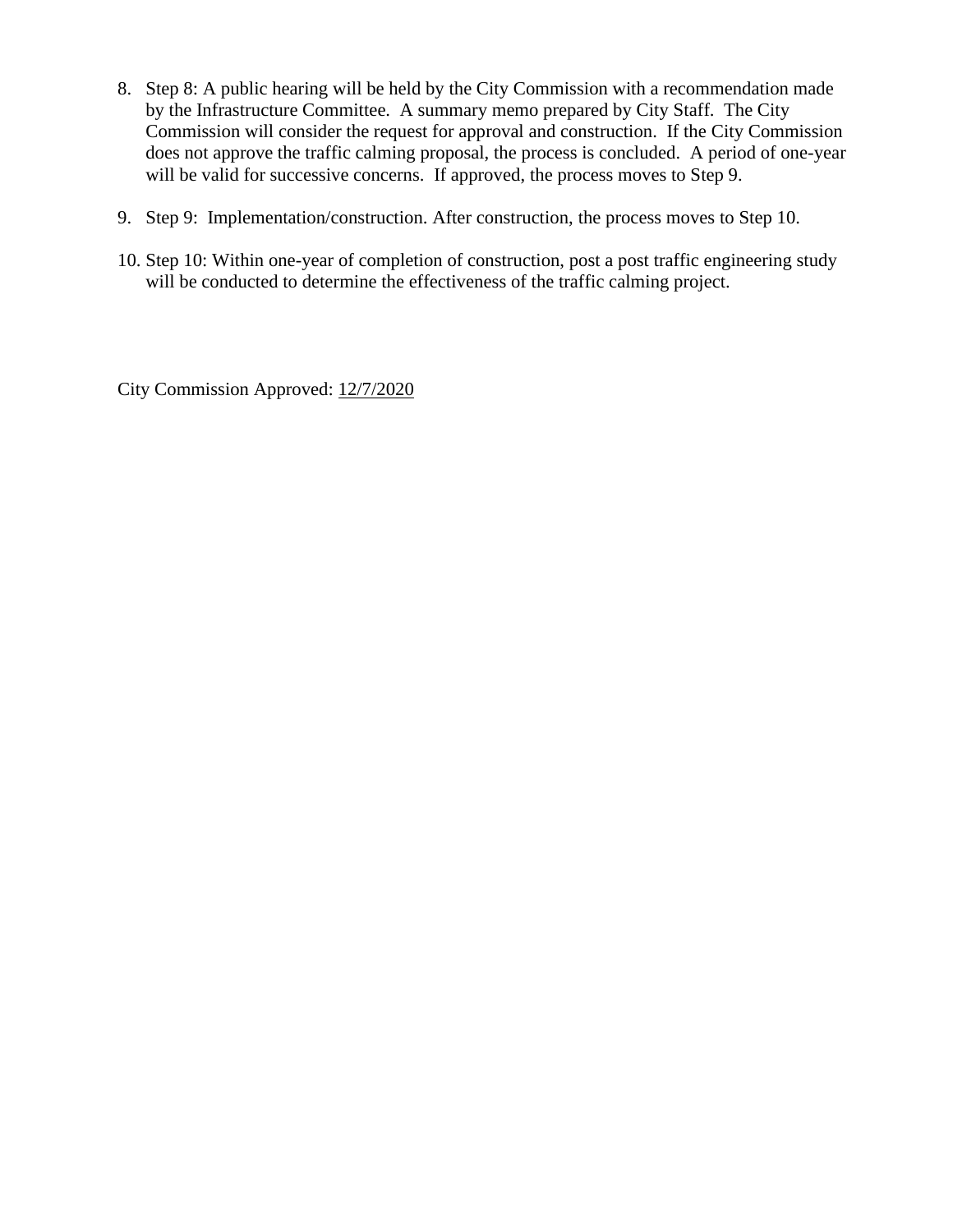8. Step 8: A public hearing will be held by the City Commission with a recommendation made by the Infrastructure Committee. A summary memo prepared by City Staff. The City Commission will consider the request for approval and construction. If the City Commission does not approve the traffic calming proposal, the process is concluded. A period of one-year will be valid for successive concerns. If approved, the process moves to Step 9.

9. Step 9: Implementation/construction. After construction, the process moves to Step 10.

10. Step 10: Within one-year of completion of construction, post a post traffic engineering study will be conducted to determine the effectiveness of the traffic calming project.

City Commission Approved: 12/7/2020